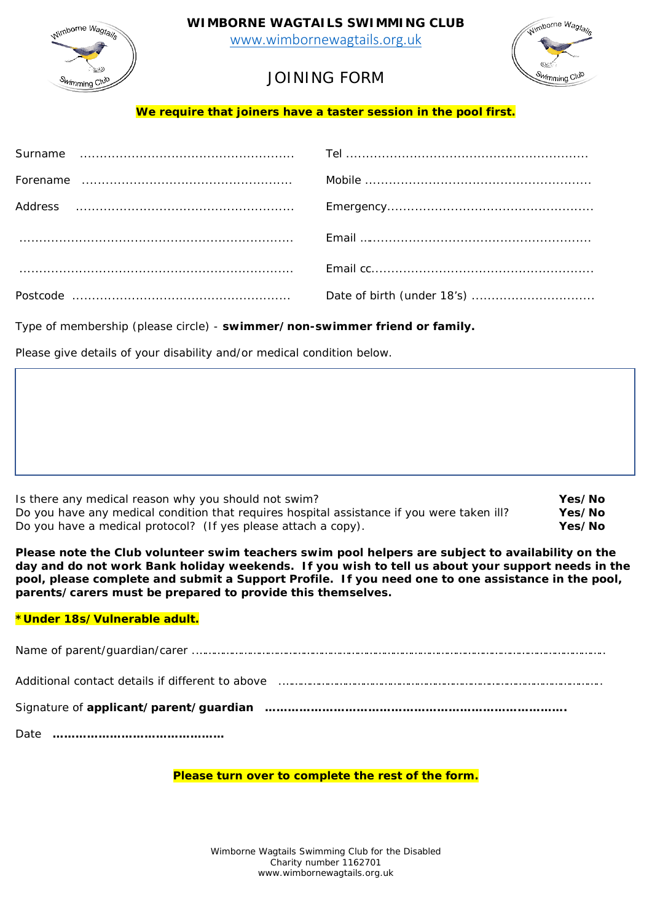**WIMBORNE WAGTAILS SWIMMING CLUB**

www.wimbornewagtails.org.uk

# JOINING FORM

**We require that joiners have a taster session in the pool first.**

Surname ……………………………………………… Tel ……………………………………………………

Forename ……………………………………………… Mobile ………………………………………………

Address ……………………………………………… Emergency…………………………………………

…………………………………………………………… Email …………………………………………………

…………………………………………………………… Email cc………………………………………………

Postcode ……………………………………………… Date of birth (under 18's) …………………………

Type of membership (please circle) - **swimmer/non-swimmer friend or family.**

Please give details of your disability and/or medical condition below.

| |
|---|
| |

Is there any medical reason why you should not swim? **Yes/No**

Do you have any medical condition that requires hospital assistance if you were taken ill? **Yes/No**

Do you have a medical protocol? (If yes please attach a copy). **Yes/No**

**Please note the Club volunteer swim teachers swim pool helpers are subject to availability on the day and do not work Bank holiday weekends. If you wish to tell us about your support needs in the pool, please complete and submit a Support Profile. If you need one to one assistance in the pool, parents/carers must be prepared to provide this themselves.**

**\*Under 18s/Vulnerable adult.**

Name of parent/guardian/carer ……………………………………………………………………………………

Additional contact details if different to above ………………………………………………………………

Signature of **applicant/parent/guardian** **……………………………………………………………………**

Date **……………………………………**

**Please turn over to complete the rest of the form.**

Wimborne Wagtails Swimming Club for the Disabled
Charity number 1162701
www.wimbornewagtails.org.uk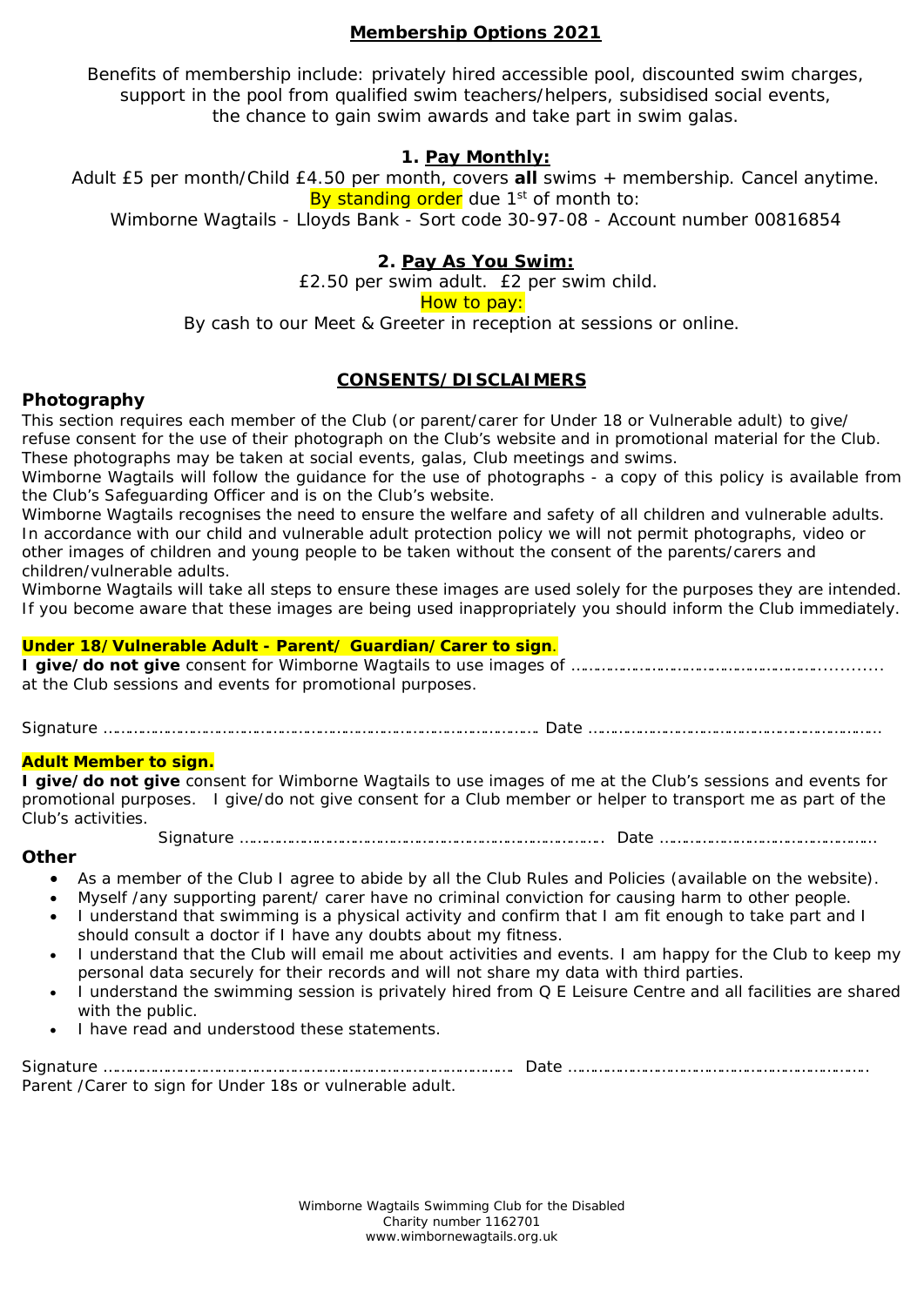# Membership Options 2021

Benefits of membership include: privately hired accessible pool, discounted swim charges, support in the pool from qualified swim teachers/helpers, subsidised social events, the chance to gain swim awards and take part in swim galas.

## 1. Pay Monthly:

Adult £5 per month/Child £4.50 per month, covers **all** swims + membership. Cancel anytime.

By standing order due 1st of month to:

Wimborne Wagtails - Lloyds Bank - Sort code 30-97-08 - Account number 00816854

## 2. Pay As You Swim:

£2.50 per swim adult. £2 per swim child.

How to pay:

By cash to our Meet & Greeter in reception at sessions or online.

# CONSENTS/DISCLAIMERS

## Photography

This section requires each member of the Club (or parent/carer for Under 18 or Vulnerable adult) to give/refuse consent for the use of their photograph on the Club's website and in promotional material for the Club. These photographs may be taken at social events, galas, Club meetings and swims.

Wimborne Wagtails will follow the guidance for the use of photographs - a copy of this policy is available from the Club's Safeguarding Officer and is on the Club's website.

Wimborne Wagtails recognises the need to ensure the welfare and safety of all children and vulnerable adults. In accordance with our child and vulnerable adult protection policy we will not permit photographs, video or other images of children and young people to be taken without the consent of the parents/carers and children/vulnerable adults.

Wimborne Wagtails will take all steps to ensure these images are used solely for the purposes they are intended. If you become aware that these images are being used inappropriately you should inform the Club immediately.

**Under 18/Vulnerable Adult - Parent/ Guardian/Carer to sign.**

**I give/do not give** consent for Wimborne Wagtails to use images of …………………………………………………… at the Club sessions and events for promotional purposes.

Signature ………………………………………………………………………… Date ……………………………………………………

**Adult Member to sign.**

**I give/do not give** consent for Wimborne Wagtails to use images of me at the Club's sessions and events for promotional purposes. I give/do not give consent for a Club member or helper to transport me as part of the Club's activities.

Signature ………………………………………………………………… Date ……………………………………

## Other

- As a member of the Club I agree to abide by all the Club Rules and Policies (available on the website).
- Myself /any supporting parent/ carer have no criminal conviction for causing harm to other people.
- I understand that swimming is a physical activity and confirm that I am fit enough to take part and I should consult a doctor if I have any doubts about my fitness.
- I understand that the Club will email me about activities and events. I am happy for the Club to keep my personal data securely for their records and will not share my data with third parties.
- I understand the swimming session is privately hired from Q E Leisure Centre and all facilities are shared with the public.
- I have read and understood these statements.

Signature ………………………………………………………………………… Date ……………………………………………………

Parent /Carer to sign for Under 18s or vulnerable adult.

Wimborne Wagtails Swimming Club for the Disabled
Charity number 1162701
www.wimbornewagtails.org.uk